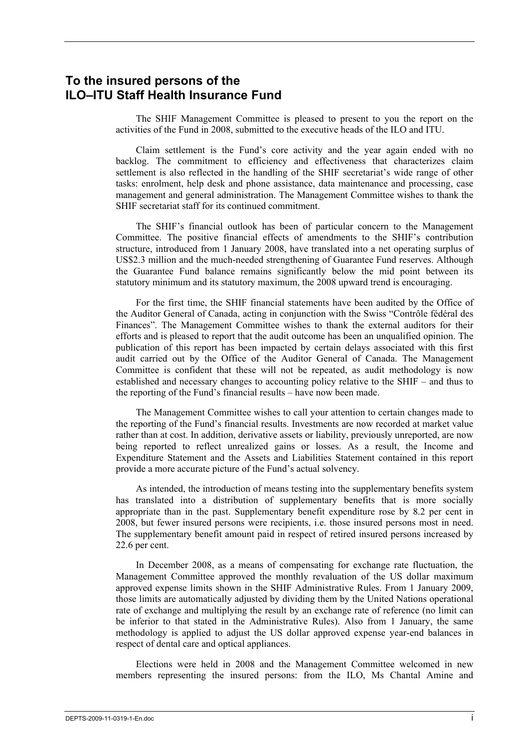## To the insured persons of the ILO–ITU Staff Health Insurance Fund

The SHIF Management Committee is pleased to present to you the report on the activities of the Fund in 2008, submitted to the executive heads of the ILO and ITU.

Claim settlement is the Fund's core activity and the year again ended with no backlog. The commitment to efficiency and effectiveness that characterizes claim settlement is also reflected in the handling of the SHIF secretariat's wide range of other tasks: enrolment, help desk and phone assistance, data maintenance and processing, case management and general administration. The Management Committee wishes to thank the SHIF secretariat staff for its continued commitment.

The SHIF's financial outlook has been of particular concern to the Management Committee. The positive financial effects of amendments to the SHIF's contribution structure, introduced from 1 January 2008, have translated into a net operating surplus of US$2.3 million and the much-needed strengthening of Guarantee Fund reserves. Although the Guarantee Fund balance remains significantly below the mid point between its statutory minimum and its statutory maximum, the 2008 upward trend is encouraging.

For the first time, the SHIF financial statements have been audited by the Office of the Auditor General of Canada, acting in conjunction with the Swiss "Contrôle fédéral des Finances". The Management Committee wishes to thank the external auditors for their efforts and is pleased to report that the audit outcome has been an unqualified opinion. The publication of this report has been impacted by certain delays associated with this first audit carried out by the Office of the Auditor General of Canada. The Management Committee is confident that these will not be repeated, as audit methodology is now established and necessary changes to accounting policy relative to the SHIF – and thus to the reporting of the Fund's financial results – have now been made.

The Management Committee wishes to call your attention to certain changes made to the reporting of the Fund's financial results. Investments are now recorded at market value rather than at cost. In addition, derivative assets or liability, previously unreported, are now being reported to reflect unrealized gains or losses. As a result, the Income and Expenditure Statement and the Assets and Liabilities Statement contained in this report provide a more accurate picture of the Fund's actual solvency.

As intended, the introduction of means testing into the supplementary benefits system has translated into a distribution of supplementary benefits that is more socially appropriate than in the past. Supplementary benefit expenditure rose by 8.2 per cent in 2008, but fewer insured persons were recipients, i.e. those insured persons most in need. The supplementary benefit amount paid in respect of retired insured persons increased by 22.6 per cent.

In December 2008, as a means of compensating for exchange rate fluctuation, the Management Committee approved the monthly revaluation of the US dollar maximum approved expense limits shown in the SHIF Administrative Rules. From 1 January 2009, those limits are automatically adjusted by dividing them by the United Nations operational rate of exchange and multiplying the result by an exchange rate of reference (no limit can be inferior to that stated in the Administrative Rules). Also from 1 January, the same methodology is applied to adjust the US dollar approved expense year-end balances in respect of dental care and optical appliances.

Elections were held in 2008 and the Management Committee welcomed in new members representing the insured persons: from the ILO, Ms Chantal Amine and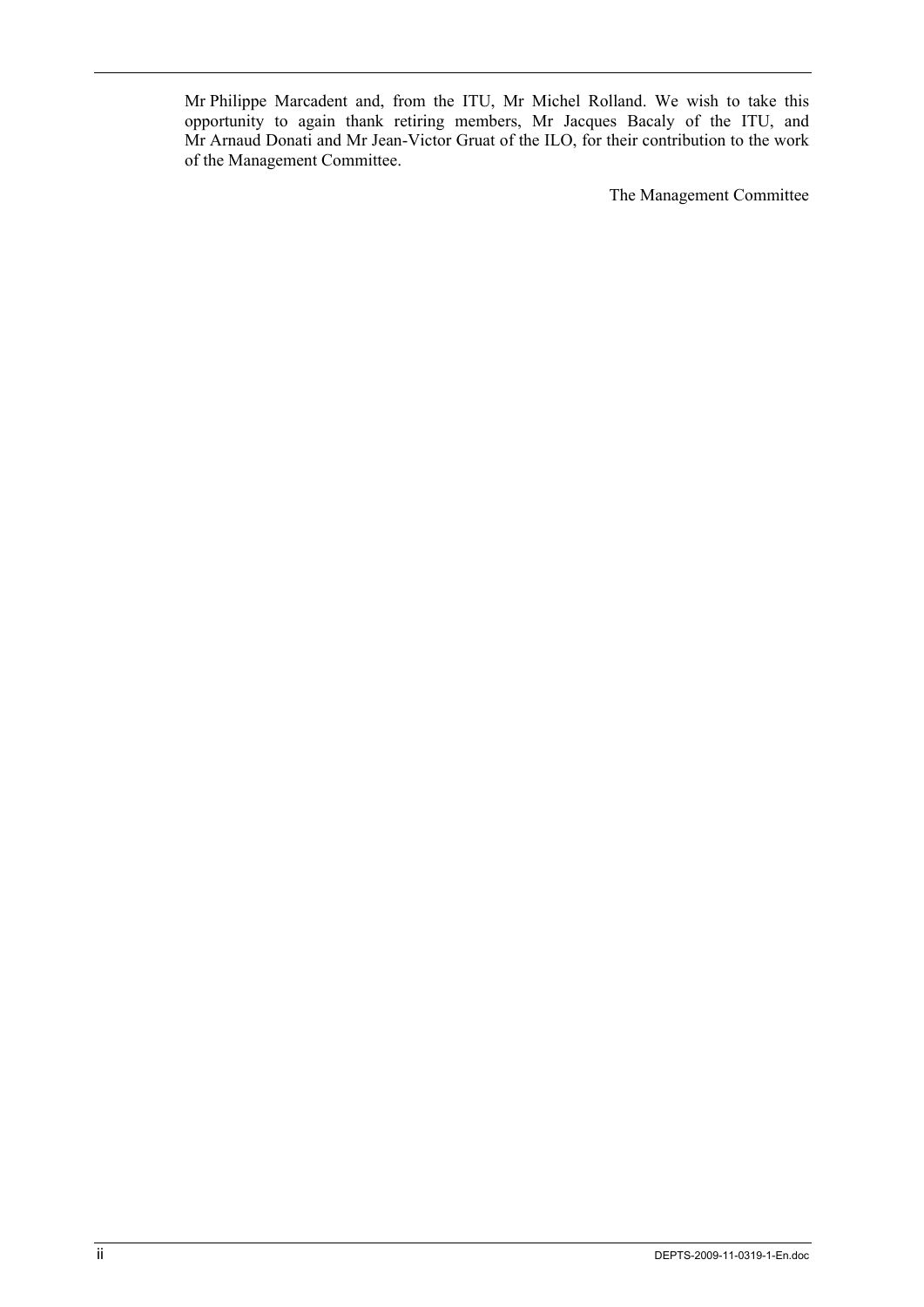Mr Philippe Marcadent and, from the ITU, Mr Michel Rolland. We wish to take this opportunity to again thank retiring members, Mr Jacques Bacaly of the ITU, and Mr Arnaud Donati and Mr Jean-Victor Gruat of the ILO, for their contribution to the work of the Management Committee.

The Management Committee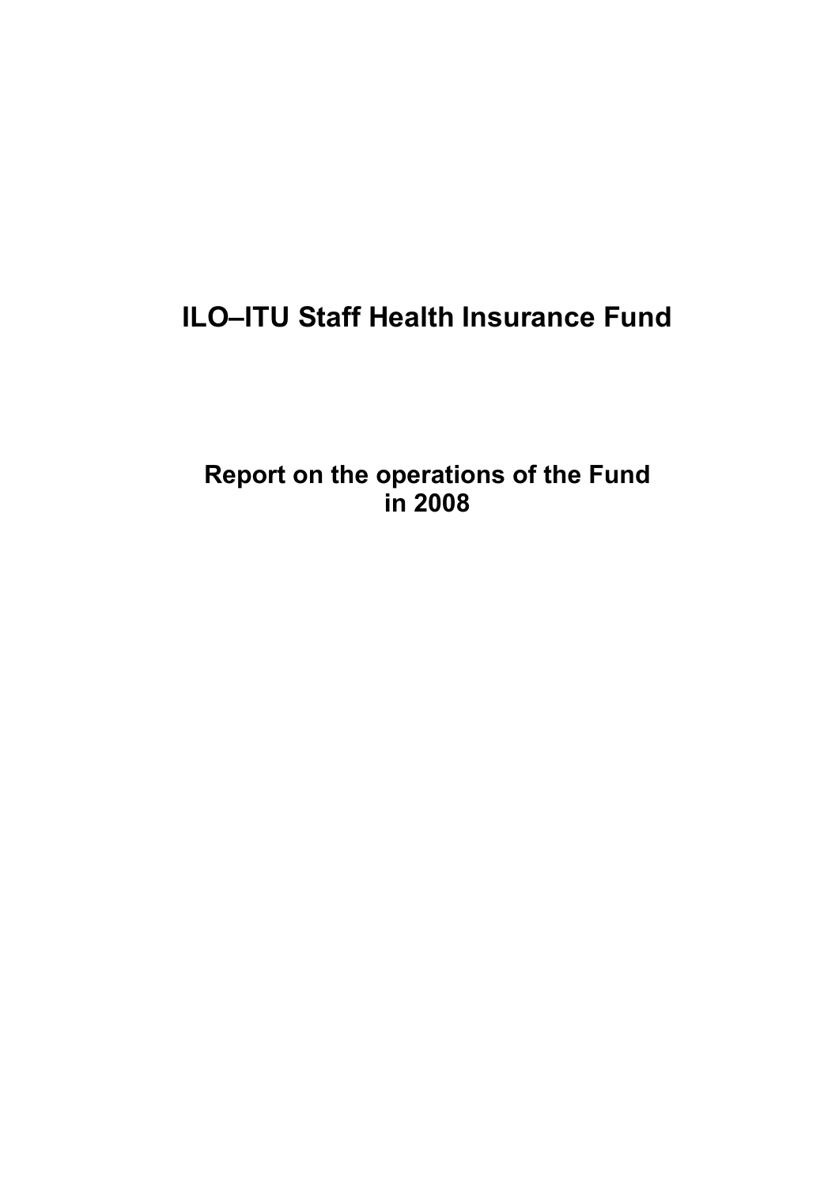# ILO–ITU Staff Health Insurance Fund

## Report on the operations of the Fund in 2008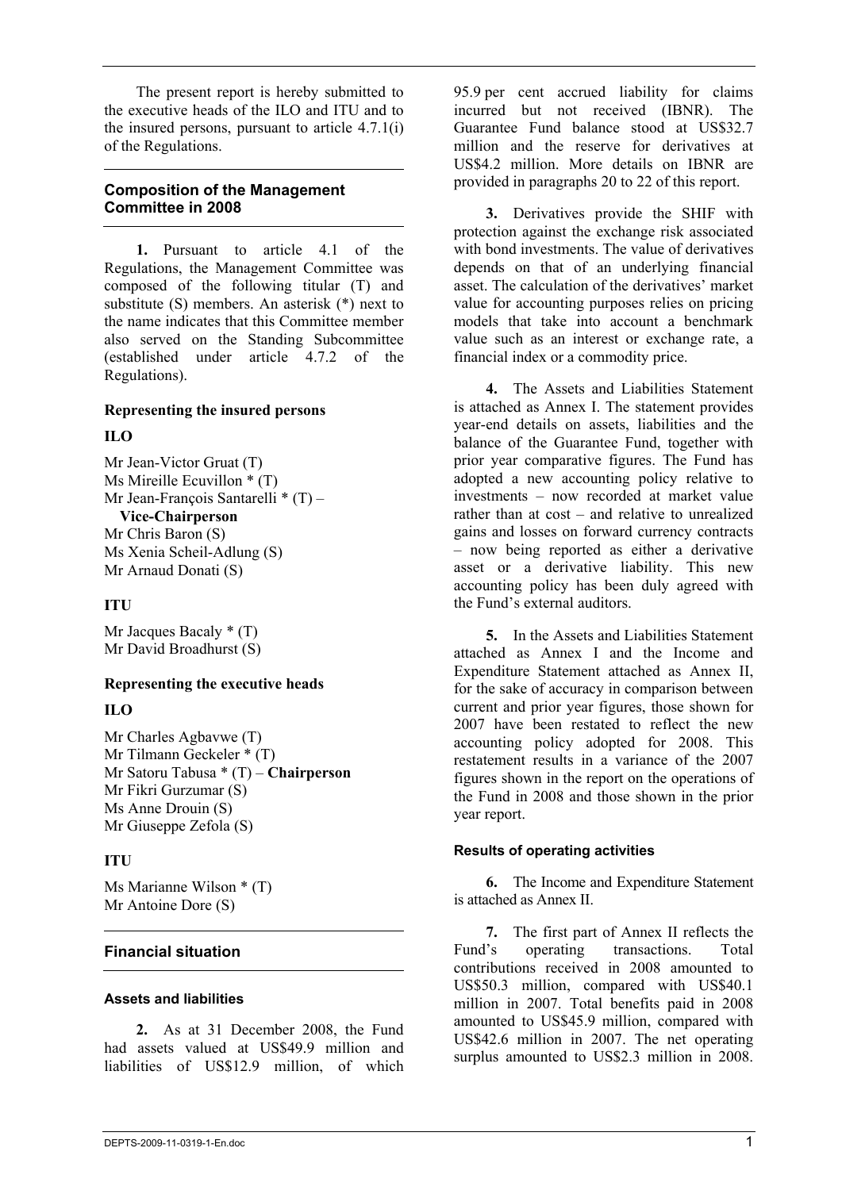The present report is hereby submitted to the executive heads of the ILO and ITU and to the insured persons, pursuant to article 4.7.1(i) of the Regulations.

## Composition of the Management Committee in 2008

**1.** Pursuant to article 4.1 of the Regulations, the Management Committee was composed of the following titular (T) and substitute (S) members. An asterisk (*) next to the name indicates that this Committee member also served on the Standing Subcommittee (established under article 4.7.2 of the Regulations).

**Representing the insured persons**

**ILO**

Mr Jean-Victor Gruat (T)
Ms Mireille Ecuvillon * (T)
Mr Jean-François Santarelli * (T) – **Vice-Chairperson**
Mr Chris Baron (S)
Ms Xenia Scheil-Adlung (S)
Mr Arnaud Donati (S)

**ITU**

Mr Jacques Bacaly * (T)
Mr David Broadhurst (S)

**Representing the executive heads**

**ILO**

Mr Charles Agbavwe (T)
Mr Tilmann Geckeler * (T)
Mr Satoru Tabusa * (T) – **Chairperson**
Mr Fikri Gurzumar (S)
Ms Anne Drouin (S)
Mr Giuseppe Zefola (S)

**ITU**

Ms Marianne Wilson * (T)
Mr Antoine Dore (S)

## Financial situation

### Assets and liabilities

**2.** As at 31 December 2008, the Fund had assets valued at US$49.9 million and liabilities of US$12.9 million, of which 95.9 per cent accrued liability for claims incurred but not received (IBNR). The Guarantee Fund balance stood at US$32.7 million and the reserve for derivatives at US$4.2 million. More details on IBNR are provided in paragraphs 20 to 22 of this report.

**3.** Derivatives provide the SHIF with protection against the exchange risk associated with bond investments. The value of derivatives depends on that of an underlying financial asset. The calculation of the derivatives' market value for accounting purposes relies on pricing models that take into account a benchmark value such as an interest or exchange rate, a financial index or a commodity price.

**4.** The Assets and Liabilities Statement is attached as Annex I. The statement provides year-end details on assets, liabilities and the balance of the Guarantee Fund, together with prior year comparative figures. The Fund has adopted a new accounting policy relative to investments – now recorded at market value rather than at cost – and relative to unrealized gains and losses on forward currency contracts – now being reported as either a derivative asset or a derivative liability. This new accounting policy has been duly agreed with the Fund's external auditors.

**5.** In the Assets and Liabilities Statement attached as Annex I and the Income and Expenditure Statement attached as Annex II, for the sake of accuracy in comparison between current and prior year figures, those shown for 2007 have been restated to reflect the new accounting policy adopted for 2008. This restatement results in a variance of the 2007 figures shown in the report on the operations of the Fund in 2008 and those shown in the prior year report.

### Results of operating activities

**6.** The Income and Expenditure Statement is attached as Annex II.

**7.** The first part of Annex II reflects the Fund's operating transactions. Total contributions received in 2008 amounted to US$50.3 million, compared with US$40.1 million in 2007. Total benefits paid in 2008 amounted to US$45.9 million, compared with US$42.6 million in 2007. The net operating surplus amounted to US$2.3 million in 2008.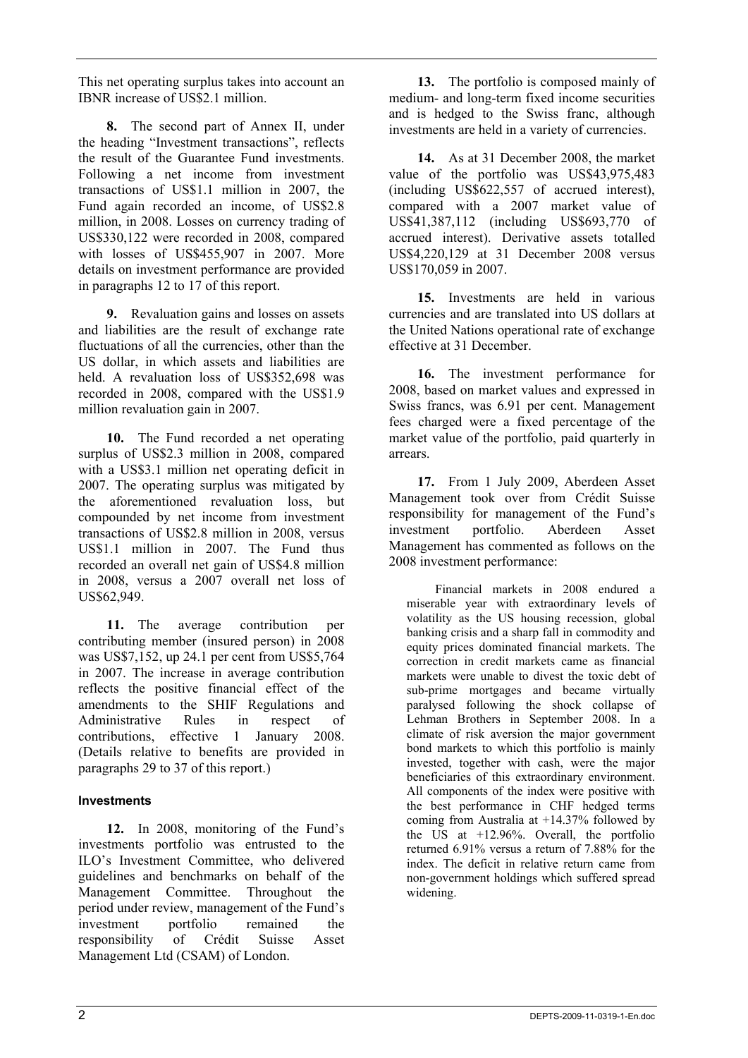This net operating surplus takes into account an IBNR increase of US$2.1 million.

**8.** The second part of Annex II, under the heading "Investment transactions", reflects the result of the Guarantee Fund investments. Following a net income from investment transactions of US$1.1 million in 2007, the Fund again recorded an income, of US$2.8 million, in 2008. Losses on currency trading of US$330,122 were recorded in 2008, compared with losses of US$455,907 in 2007. More details on investment performance are provided in paragraphs 12 to 17 of this report.

**9.** Revaluation gains and losses on assets and liabilities are the result of exchange rate fluctuations of all the currencies, other than the US dollar, in which assets and liabilities are held. A revaluation loss of US$352,698 was recorded in 2008, compared with the US$1.9 million revaluation gain in 2007.

**10.** The Fund recorded a net operating surplus of US$2.3 million in 2008, compared with a US$3.1 million net operating deficit in 2007. The operating surplus was mitigated by the aforementioned revaluation loss, but compounded by net income from investment transactions of US$2.8 million in 2008, versus US$1.1 million in 2007. The Fund thus recorded an overall net gain of US$4.8 million in 2008, versus a 2007 overall net loss of US$62,949.

**11.** The average contribution per contributing member (insured person) in 2008 was US$7,152, up 24.1 per cent from US$5,764 in 2007. The increase in average contribution reflects the positive financial effect of the amendments to the SHIF Regulations and Administrative Rules in respect of contributions, effective 1 January 2008. (Details relative to benefits are provided in paragraphs 29 to 37 of this report.)

### Investments

**12.** In 2008, monitoring of the Fund's investments portfolio was entrusted to the ILO's Investment Committee, who delivered guidelines and benchmarks on behalf of the Management Committee. Throughout the period under review, management of the Fund's investment portfolio remained the responsibility of Crédit Suisse Asset Management Ltd (CSAM) of London.

**13.** The portfolio is composed mainly of medium- and long-term fixed income securities and is hedged to the Swiss franc, although investments are held in a variety of currencies.

**14.** As at 31 December 2008, the market value of the portfolio was US$43,975,483 (including US$622,557 of accrued interest), compared with a 2007 market value of US$41,387,112 (including US$693,770 of accrued interest). Derivative assets totalled US$4,220,129 at 31 December 2008 versus US$170,059 in 2007.

**15.** Investments are held in various currencies and are translated into US dollars at the United Nations operational rate of exchange effective at 31 December.

**16.** The investment performance for 2008, based on market values and expressed in Swiss francs, was 6.91 per cent. Management fees charged were a fixed percentage of the market value of the portfolio, paid quarterly in arrears.

**17.** From 1 July 2009, Aberdeen Asset Management took over from Crédit Suisse responsibility for management of the Fund's investment portfolio. Aberdeen Asset Management has commented as follows on the 2008 investment performance:

> Financial markets in 2008 endured a miserable year with extraordinary levels of volatility as the US housing recession, global banking crisis and a sharp fall in commodity and equity prices dominated financial markets. The correction in credit markets came as financial markets were unable to divest the toxic debt of sub-prime mortgages and became virtually paralysed following the shock collapse of Lehman Brothers in September 2008. In a climate of risk aversion the major government bond markets to which this portfolio is mainly invested, together with cash, were the major beneficiaries of this extraordinary environment. All components of the index were positive with the best performance in CHF hedged terms coming from Australia at +14.37% followed by the US at +12.96%. Overall, the portfolio returned 6.91% versus a return of 7.88% for the index. The deficit in relative return came from non-government holdings which suffered spread widening.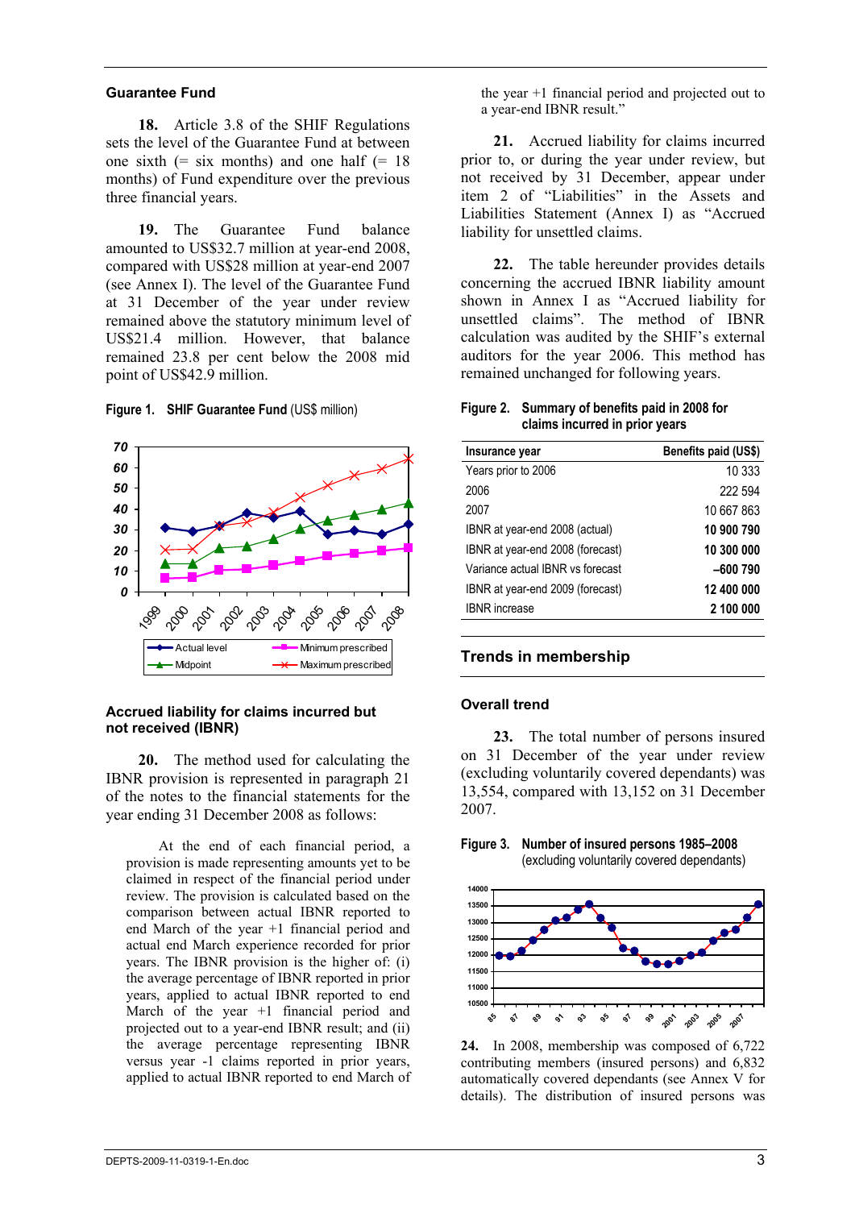### Guarantee Fund

**18.** Article 3.8 of the SHIF Regulations sets the level of the Guarantee Fund at between one sixth (= six months) and one half (= 18 months) of Fund expenditure over the previous three financial years.

**19.** The Guarantee Fund balance amounted to US$32.7 million at year-end 2008, compared with US$28 million at year-end 2007 (see Annex I). The level of the Guarantee Fund at 31 December of the year under review remained above the statutory minimum level of US$21.4 million. However, that balance remained 23.8 per cent below the 2008 mid point of US$42.9 million.

**Figure 1. SHIF Guarantee Fund** (US$ million)

### Accrued liability for claims incurred but not received (IBNR)

**20.** The method used for calculating the IBNR provision is represented in paragraph 21 of the notes to the financial statements for the year ending 31 December 2008 as follows:

> At the end of each financial period, a provision is made representing amounts yet to be claimed in respect of the financial period under review. The provision is calculated based on the comparison between actual IBNR reported to end March of the year +1 financial period and actual end March experience recorded for prior years. The IBNR provision is the higher of: (i) the average percentage of IBNR reported in prior years, applied to actual IBNR reported to end March of the year +1 financial period and projected out to a year-end IBNR result; and (ii) the average percentage representing IBNR versus year -1 claims reported in prior years, applied to actual IBNR reported to end March of the year +1 financial period and projected out to a year-end IBNR result."

**21.** Accrued liability for claims incurred prior to, or during the year under review, but not received by 31 December, appear under item 2 of "Liabilities" in the Assets and Liabilities Statement (Annex I) as "Accrued liability for unsettled claims.

**22.** The table hereunder provides details concerning the accrued IBNR liability amount shown in Annex I as "Accrued liability for unsettled claims". The method of IBNR calculation was audited by the SHIF's external auditors for the year 2006. This method has remained unchanged for following years.

**Figure 2. Summary of benefits paid in 2008 for claims incurred in prior years**

| Insurance year | Benefits paid (US$) |
|---|---|
| Years prior to 2006 | 10 333 |
| 2006 | 222 594 |
| 2007 | 10 667 863 |
| IBNR at year-end 2008 (actual) | **10 900 790** |
| IBNR at year-end 2008 (forecast) | **10 300 000** |
| Variance actual IBNR vs forecast | **–600 790** |
| IBNR at year-end 2009 (forecast) | **12 400 000** |
| IBNR increase | **2 100 000** |

## Trends in membership

### Overall trend

**23.** The total number of persons insured on 31 December of the year under review (excluding voluntarily covered dependants) was 13,554, compared with 13,152 on 31 December 2007.

**Figure 3. Number of insured persons 1985–2008**
(excluding voluntarily covered dependants)

**24.** In 2008, membership was composed of 6,722 contributing members (insured persons) and 6,832 automatically covered dependants (see Annex V for details). The distribution of insured persons was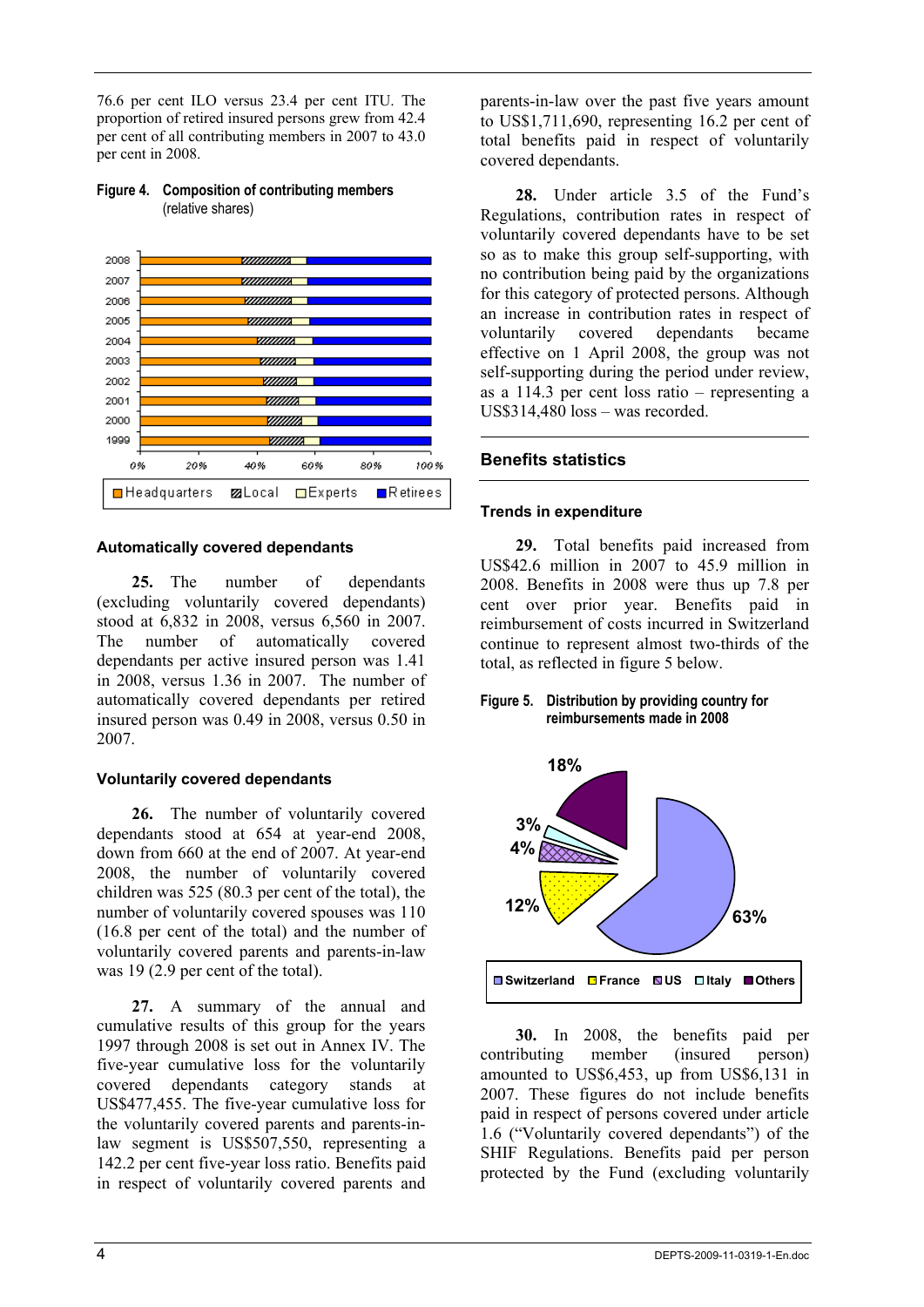76.6 per cent ILO versus 23.4 per cent ITU. The proportion of retired insured persons grew from 42.4 per cent of all contributing members in 2007 to 43.0 per cent in 2008.

**Figure 4. Composition of contributing members**
(relative shares)

### Automatically covered dependants

**25.** The number of dependants (excluding voluntarily covered dependants) stood at 6,832 in 2008, versus 6,560 in 2007. The number of automatically covered dependants per active insured person was 1.41 in 2008, versus 1.36 in 2007. The number of automatically covered dependants per retired insured person was 0.49 in 2008, versus 0.50 in 2007.

### Voluntarily covered dependants

**26.** The number of voluntarily covered dependants stood at 654 at year-end 2008, down from 660 at the end of 2007. At year-end 2008, the number of voluntarily covered children was 525 (80.3 per cent of the total), the number of voluntarily covered spouses was 110 (16.8 per cent of the total) and the number of voluntarily covered parents and parents-in-law was 19 (2.9 per cent of the total).

**27.** A summary of the annual and cumulative results of this group for the years 1997 through 2008 is set out in Annex IV. The five-year cumulative loss for the voluntarily covered dependants category stands at US$477,455. The five-year cumulative loss for the voluntarily covered parents and parents-in-law segment is US$507,550, representing a 142.2 per cent five-year loss ratio. Benefits paid in respect of voluntarily covered parents and parents-in-law over the past five years amount to US$1,711,690, representing 16.2 per cent of total benefits paid in respect of voluntarily covered dependants.

**28.** Under article 3.5 of the Fund's Regulations, contribution rates in respect of voluntarily covered dependants have to be set so as to make this group self-supporting, with no contribution being paid by the organizations for this category of protected persons. Although an increase in contribution rates in respect of voluntarily covered dependants became effective on 1 April 2008, the group was not self-supporting during the period under review, as a 114.3 per cent loss ratio – representing a US$314,480 loss – was recorded.

## Benefits statistics

### Trends in expenditure

**29.** Total benefits paid increased from US$42.6 million in 2007 to 45.9 million in 2008. Benefits in 2008 were thus up 7.8 per cent over prior year. Benefits paid in reimbursement of costs incurred in Switzerland continue to represent almost two-thirds of the total, as reflected in figure 5 below.

**Figure 5. Distribution by providing country for reimbursements made in 2008**

**30.** In 2008, the benefits paid per contributing member (insured person) amounted to US$6,453, up from US$6,131 in 2007. These figures do not include benefits paid in respect of persons covered under article 1.6 ("Voluntarily covered dependants") of the SHIF Regulations. Benefits paid per person protected by the Fund (excluding voluntarily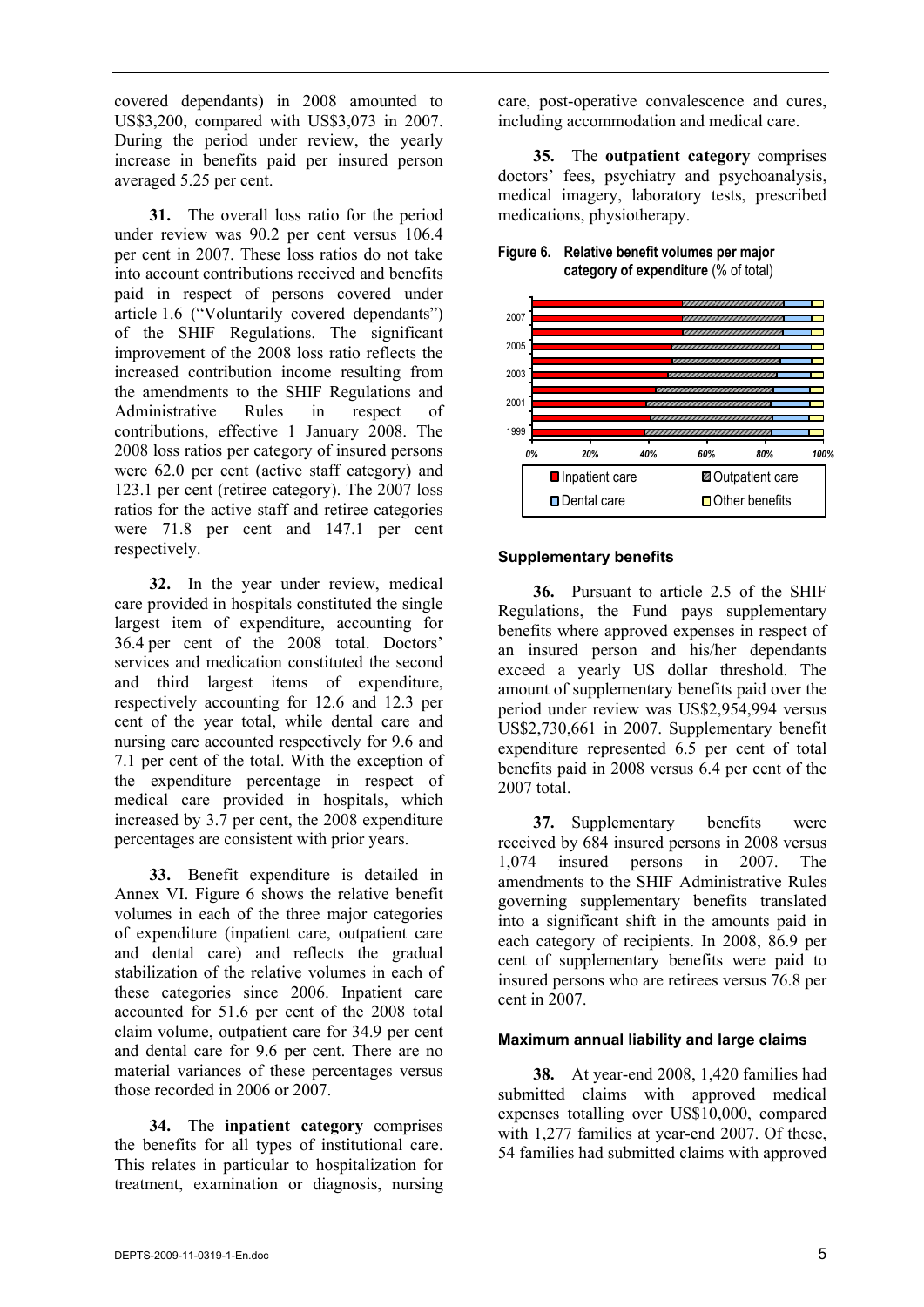covered dependants) in 2008 amounted to US$3,200, compared with US$3,073 in 2007. During the period under review, the yearly increase in benefits paid per insured person averaged 5.25 per cent.

**31.** The overall loss ratio for the period under review was 90.2 per cent versus 106.4 per cent in 2007. These loss ratios do not take into account contributions received and benefits paid in respect of persons covered under article 1.6 ("Voluntarily covered dependants") of the SHIF Regulations. The significant improvement of the 2008 loss ratio reflects the increased contribution income resulting from the amendments to the SHIF Regulations and Administrative Rules in respect of contributions, effective 1 January 2008. The 2008 loss ratios per category of insured persons were 62.0 per cent (active staff category) and 123.1 per cent (retiree category). The 2007 loss ratios for the active staff and retiree categories were 71.8 per cent and 147.1 per cent respectively.

**32.** In the year under review, medical care provided in hospitals constituted the single largest item of expenditure, accounting for 36.4 per cent of the 2008 total. Doctors' services and medication constituted the second and third largest items of expenditure, respectively accounting for 12.6 and 12.3 per cent of the year total, while dental care and nursing care accounted respectively for 9.6 and 7.1 per cent of the total. With the exception of the expenditure percentage in respect of medical care provided in hospitals, which increased by 3.7 per cent, the 2008 expenditure percentages are consistent with prior years.

**33.** Benefit expenditure is detailed in Annex VI. Figure 6 shows the relative benefit volumes in each of the three major categories of expenditure (inpatient care, outpatient care and dental care) and reflects the gradual stabilization of the relative volumes in each of these categories since 2006. Inpatient care accounted for 51.6 per cent of the 2008 total claim volume, outpatient care for 34.9 per cent and dental care for 9.6 per cent. There are no material variances of these percentages versus those recorded in 2006 or 2007.

**34.** The **inpatient category** comprises the benefits for all types of institutional care. This relates in particular to hospitalization for treatment, examination or diagnosis, nursing care, post-operative convalescence and cures, including accommodation and medical care.

**35.** The **outpatient category** comprises doctors' fees, psychiatry and psychoanalysis, medical imagery, laboratory tests, prescribed medications, physiotherapy.

**Figure 6. Relative benefit volumes per major category of expenditure** (% of total)

### Supplementary benefits

**36.** Pursuant to article 2.5 of the SHIF Regulations, the Fund pays supplementary benefits where approved expenses in respect of an insured person and his/her dependants exceed a yearly US dollar threshold. The amount of supplementary benefits paid over the period under review was US$2,954,994 versus US$2,730,661 in 2007. Supplementary benefit expenditure represented 6.5 per cent of total benefits paid in 2008 versus 6.4 per cent of the 2007 total.

**37.** Supplementary benefits were received by 684 insured persons in 2008 versus 1,074 insured persons in 2007. The amendments to the SHIF Administrative Rules governing supplementary benefits translated into a significant shift in the amounts paid in each category of recipients. In 2008, 86.9 per cent of supplementary benefits were paid to insured persons who are retirees versus 76.8 per cent in 2007.

### Maximum annual liability and large claims

**38.** At year-end 2008, 1,420 families had submitted claims with approved medical expenses totalling over US$10,000, compared with 1,277 families at year-end 2007. Of these, 54 families had submitted claims with approved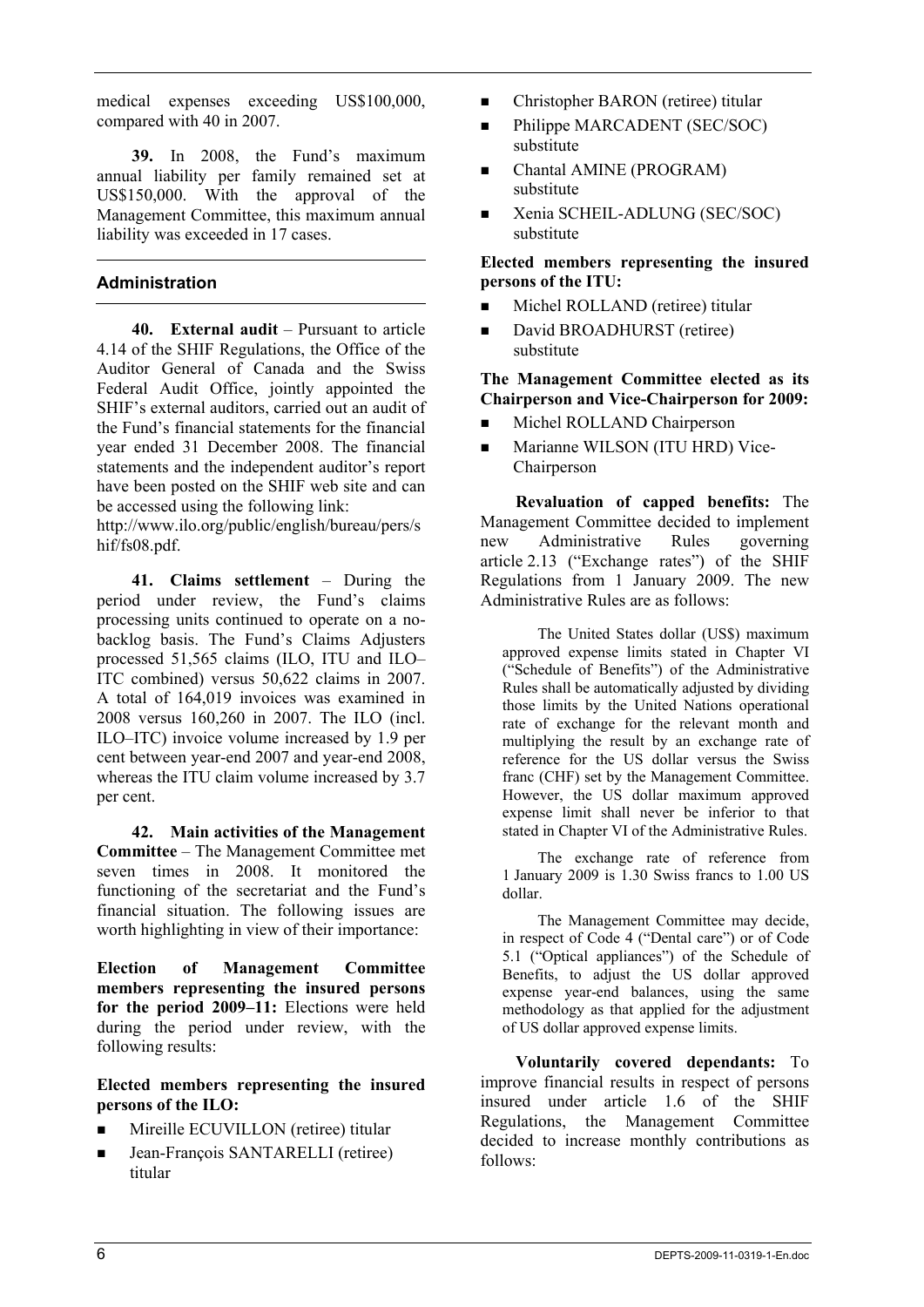medical expenses exceeding US$100,000, compared with 40 in 2007.

**39.** In 2008, the Fund's maximum annual liability per family remained set at US$150,000. With the approval of the Management Committee, this maximum annual liability was exceeded in 17 cases.

## Administration

**40. External audit** – Pursuant to article 4.14 of the SHIF Regulations, the Office of the Auditor General of Canada and the Swiss Federal Audit Office, jointly appointed the SHIF's external auditors, carried out an audit of the Fund's financial statements for the financial year ended 31 December 2008. The financial statements and the independent auditor's report have been posted on the SHIF web site and can be accessed using the following link: http://www.ilo.org/public/english/bureau/pers/shif/fs08.pdf.

**41. Claims settlement** – During the period under review, the Fund's claims processing units continued to operate on a no-backlog basis. The Fund's Claims Adjusters processed 51,565 claims (ILO, ITU and ILO–ITC combined) versus 50,622 claims in 2007. A total of 164,019 invoices was examined in 2008 versus 160,260 in 2007. The ILO (incl. ILO–ITC) invoice volume increased by 1.9 per cent between year-end 2007 and year-end 2008, whereas the ITU claim volume increased by 3.7 per cent.

**42. Main activities of the Management Committee** – The Management Committee met seven times in 2008. It monitored the functioning of the secretariat and the Fund's financial situation. The following issues are worth highlighting in view of their importance:

**Election of Management Committee members representing the insured persons for the period 2009–11:** Elections were held during the period under review, with the following results:

**Elected members representing the insured persons of the ILO:**

- Mireille ECUVILLON (retiree) titular
- Jean-François SANTARELLI (retiree) titular
- Christopher BARON (retiree) titular
- Philippe MARCADENT (SEC/SOC) substitute
- Chantal AMINE (PROGRAM) substitute
- Xenia SCHEIL-ADLUNG (SEC/SOC) substitute

**Elected members representing the insured persons of the ITU:**

- Michel ROLLAND (retiree) titular
- David BROADHURST (retiree) substitute

**The Management Committee elected as its Chairperson and Vice-Chairperson for 2009:**

- Michel ROLLAND Chairperson
- Marianne WILSON (ITU HRD) Vice-Chairperson

**Revaluation of capped benefits:** The Management Committee decided to implement new Administrative Rules governing article 2.13 ("Exchange rates") of the SHIF Regulations from 1 January 2009. The new Administrative Rules are as follows:

> The United States dollar (US$) maximum approved expense limits stated in Chapter VI ("Schedule of Benefits") of the Administrative Rules shall be automatically adjusted by dividing those limits by the United Nations operational rate of exchange for the relevant month and multiplying the result by an exchange rate of reference for the US dollar versus the Swiss franc (CHF) set by the Management Committee. However, the US dollar maximum approved expense limit shall never be inferior to that stated in Chapter VI of the Administrative Rules.
>
> The exchange rate of reference from 1 January 2009 is 1.30 Swiss francs to 1.00 US dollar.
>
> The Management Committee may decide, in respect of Code 4 ("Dental care") or of Code 5.1 ("Optical appliances") of the Schedule of Benefits, to adjust the US dollar approved expense year-end balances, using the same methodology as that applied for the adjustment of US dollar approved expense limits.

**Voluntarily covered dependants:** To improve financial results in respect of persons insured under article 1.6 of the SHIF Regulations, the Management Committee decided to increase monthly contributions as follows: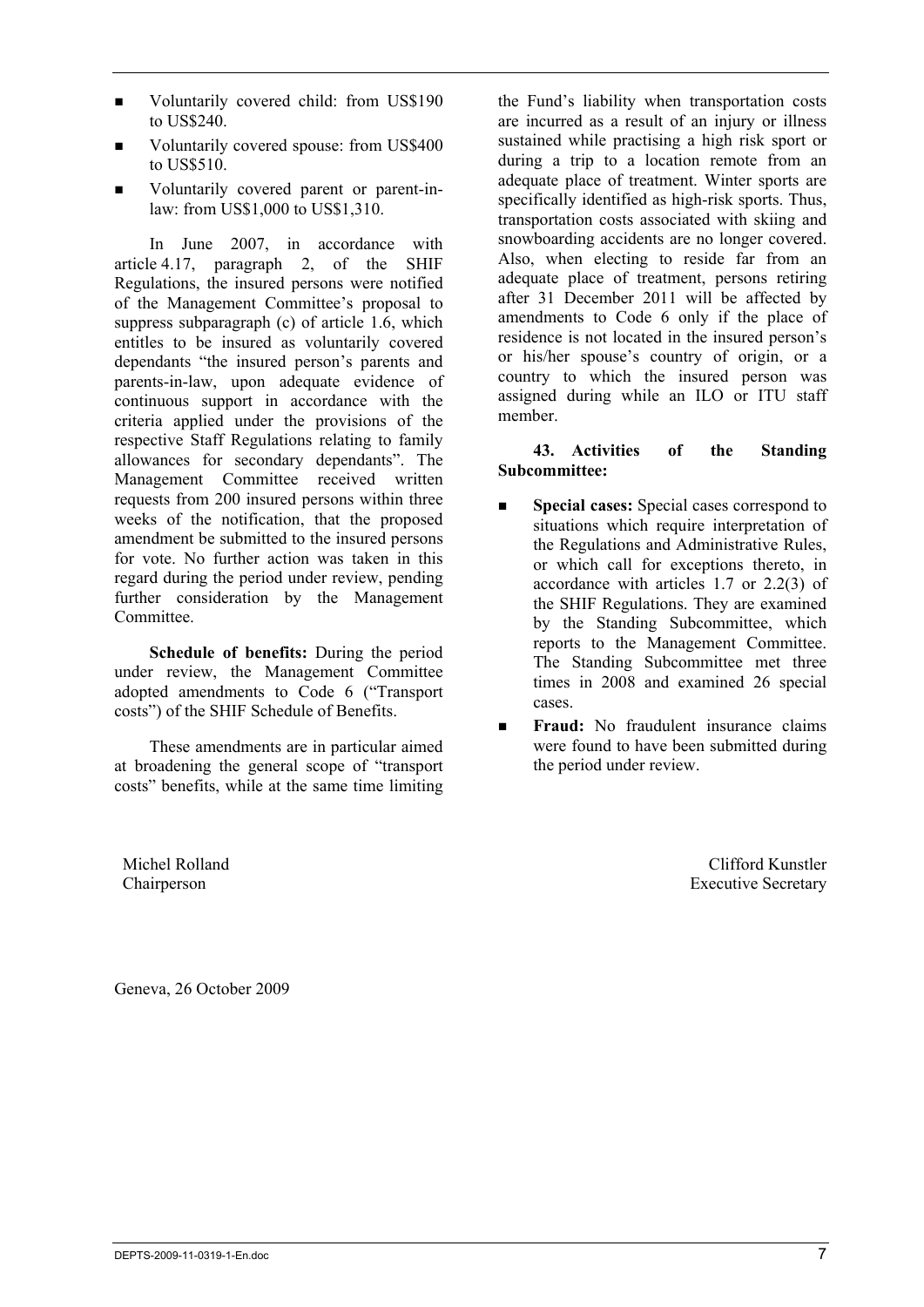- Voluntarily covered child: from US$190 to US$240.
- Voluntarily covered spouse: from US$400 to US$510.
- Voluntarily covered parent or parent-in-law: from US$1,000 to US$1,310.

In June 2007, in accordance with article 4.17, paragraph 2, of the SHIF Regulations, the insured persons were notified of the Management Committee's proposal to suppress subparagraph (c) of article 1.6, which entitles to be insured as voluntarily covered dependants "the insured person's parents and parents-in-law, upon adequate evidence of continuous support in accordance with the criteria applied under the provisions of the respective Staff Regulations relating to family allowances for secondary dependants". The Management Committee received written requests from 200 insured persons within three weeks of the notification, that the proposed amendment be submitted to the insured persons for vote. No further action was taken in this regard during the period under review, pending further consideration by the Management Committee.

**Schedule of benefits:** During the period under review, the Management Committee adopted amendments to Code 6 ("Transport costs") of the SHIF Schedule of Benefits.

These amendments are in particular aimed at broadening the general scope of "transport costs" benefits, while at the same time limiting the Fund's liability when transportation costs are incurred as a result of an injury or illness sustained while practising a high risk sport or during a trip to a location remote from an adequate place of treatment. Winter sports are specifically identified as high-risk sports. Thus, transportation costs associated with skiing and snowboarding accidents are no longer covered. Also, when electing to reside far from an adequate place of treatment, persons retiring after 31 December 2011 will be affected by amendments to Code 6 only if the place of residence is not located in the insured person's or his/her spouse's country of origin, or a country to which the insured person was assigned during while an ILO or ITU staff member.

**43. Activities of the Standing Subcommittee:**

- **Special cases:** Special cases correspond to situations which require interpretation of the Regulations and Administrative Rules, or which call for exceptions thereto, in accordance with articles 1.7 or 2.2(3) of the SHIF Regulations. They are examined by the Standing Subcommittee, which reports to the Management Committee. The Standing Subcommittee met three times in 2008 and examined 26 special cases.
- **Fraud:** No fraudulent insurance claims were found to have been submitted during the period under review.

Michel Rolland
Chairperson

Clifford Kunstler
Executive Secretary

Geneva, 26 October 2009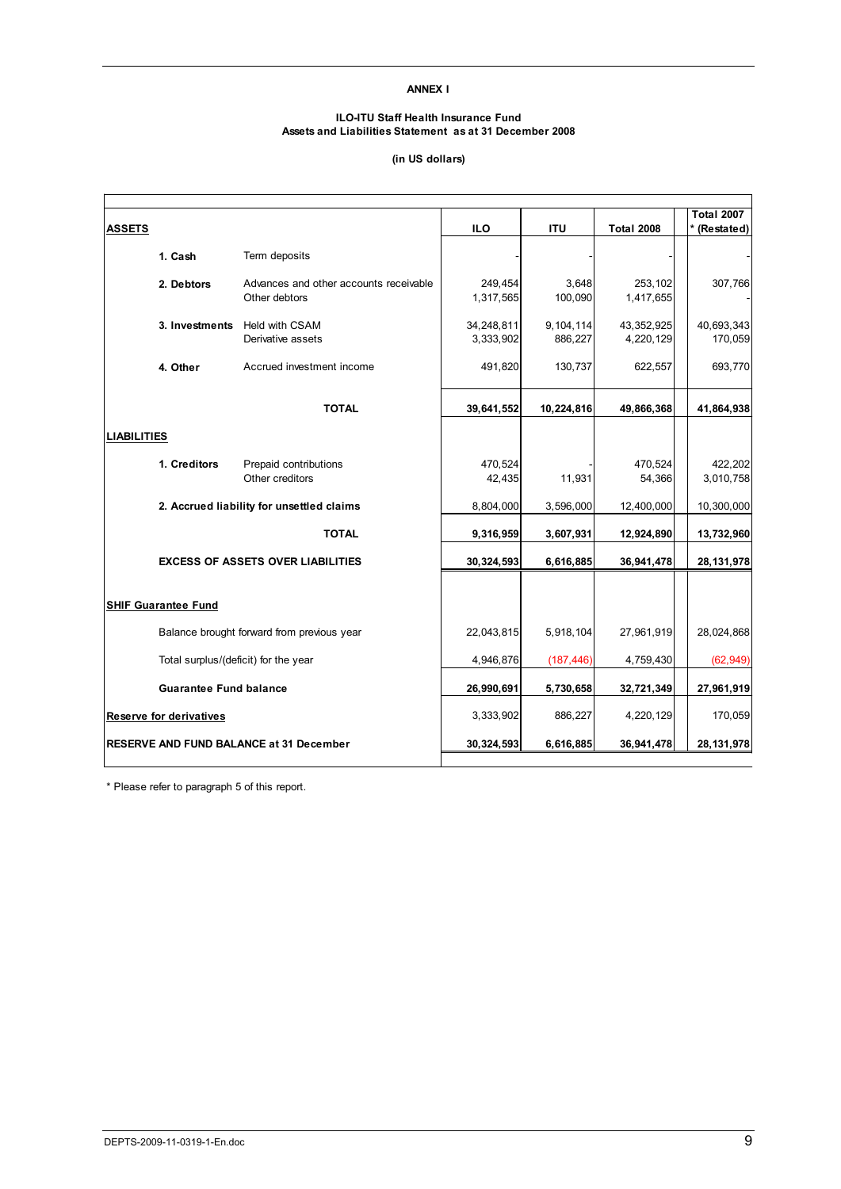**ANNEX I**

**ILO-ITU Staff Health Insurance Fund**
**Assets and Liabilities Statement as at 31 December 2008**

**(in US dollars)**

| **ASSETS** | | **ILO** | **ITU** | **Total 2008** | **Total 2007 * (Restated)** |
|---|---|---|---|---|---|
| **1. Cash** | Term deposits | - | - | - | - |
| **2. Debtors** | Advances and other accounts receivable | 249,454 | 3,648 | 253,102 | 307,766 |
| | Other debtors | 1,317,565 | 100,090 | 1,417,655 | - |
| **3. Investments** | Held with CSAM | 34,248,811 | 9,104,114 | 43,352,925 | 40,693,343 |
| | Derivative assets | 3,333,902 | 886,227 | 4,220,129 | 170,059 |
| **4. Other** | Accrued investment income | 491,820 | 130,737 | 622,557 | 693,770 |
| | **TOTAL** | **39,641,552** | **10,224,816** | **49,866,368** | **41,864,938** |
| **LIABILITIES** | | | | | |
| **1. Creditors** | Prepaid contributions | 470,524 | - | 470,524 | 422,202 |
| | Other creditors | 42,435 | 11,931 | 54,366 | 3,010,758 |
| **2. Accrued liability for unsettled claims** | | 8,804,000 | 3,596,000 | 12,400,000 | 10,300,000 |
| | **TOTAL** | **9,316,959** | **3,607,931** | **12,924,890** | **13,732,960** |
| **EXCESS OF ASSETS OVER LIABILITIES** | | **30,324,593** | **6,616,885** | **36,941,478** | **28,131,978** |
| **SHIF Guarantee Fund** | | | | | |
| Balance brought forward from previous year | | 22,043,815 | 5,918,104 | 27,961,919 | 28,024,868 |
| Total surplus/(deficit) for the year | | 4,946,876 | (187,446) | 4,759,430 | (62,949) |
| **Guarantee Fund balance** | | **26,990,691** | **5,730,658** | **32,721,349** | **27,961,919** |
| **Reserve for derivatives** | | 3,333,902 | 886,227 | 4,220,129 | 170,059 |
| **RESERVE AND FUND BALANCE at 31 December** | | **30,324,593** | **6,616,885** | **36,941,478** | **28,131,978** |

\* Please refer to paragraph 5 of this report.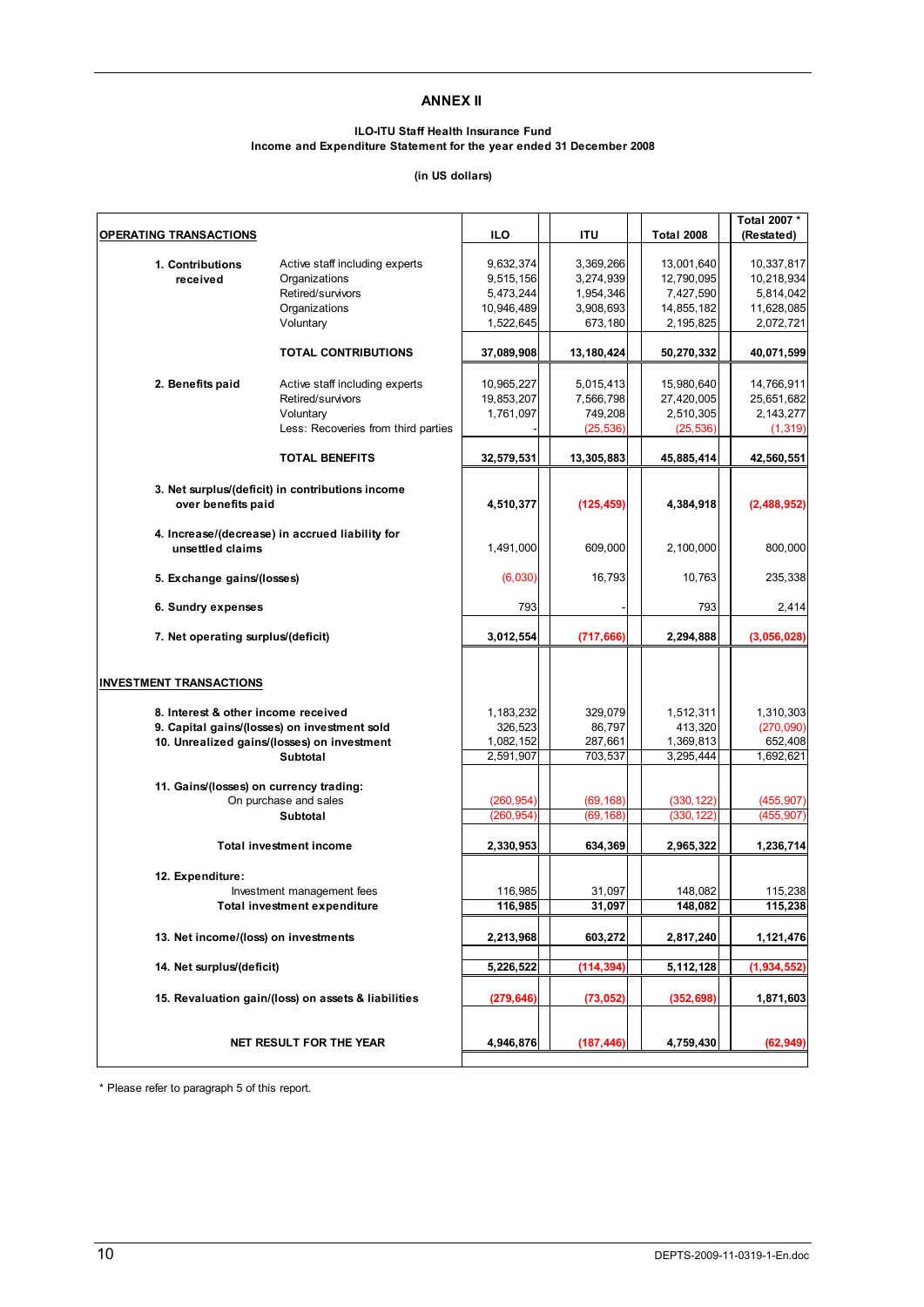# ANNEX II

**ILO-ITU Staff Health Insurance Fund**
**Income and Expenditure Statement for the year ended 31 December 2008**

**(in US dollars)**

| OPERATING TRANSACTIONS | | ILO | ITU | Total 2008 | Total 2007 * (Restated) |
|---|---|---|---|---|---|
| **1. Contributions received** | Active staff including experts | 9,632,374 | 3,369,266 | 13,001,640 | 10,337,817 |
| | Organizations | 9,515,156 | 3,274,939 | 12,790,095 | 10,218,934 |
| | Retired/survivors | 5,473,244 | 1,954,346 | 7,427,590 | 5,814,042 |
| | Organizations | 10,946,489 | 3,908,693 | 14,855,182 | 11,628,085 |
| | Voluntary | 1,522,645 | 673,180 | 2,195,825 | 2,072,721 |
| | **TOTAL CONTRIBUTIONS** | **37,089,908** | **13,180,424** | **50,270,332** | **40,071,599** |
| **2. Benefits paid** | Active staff including experts | 10,965,227 | 5,015,413 | 15,980,640 | 14,766,911 |
| | Retired/survivors | 19,853,207 | 7,566,798 | 27,420,005 | 25,651,682 |
| | Voluntary | 1,761,097 | 749,208 | 2,510,305 | 2,143,277 |
| | Less: Recoveries from third parties | - | (25,536) | (25,536) | (1,319) |
| | **TOTAL BENEFITS** | **32,579,531** | **13,305,883** | **45,885,414** | **42,560,551** |
| **3. Net surplus/(deficit) in contributions income over benefits paid** | | **4,510,377** | **(125,459)** | **4,384,918** | **(2,488,952)** |
| **4. Increase/(decrease) in accrued liability for unsettled claims** | | 1,491,000 | 609,000 | 2,100,000 | 800,000 |
| **5. Exchange gains/(losses)** | | (6,030) | 16,793 | 10,763 | 235,338 |
| **6. Sundry expenses** | | 793 | - | 793 | 2,414 |
| **7. Net operating surplus/(deficit)** | | **3,012,554** | **(717,666)** | **2,294,888** | **(3,056,028)** |
| **INVESTMENT TRANSACTIONS** | | | | | |
| **8. Interest & other income received** | | 1,183,232 | 329,079 | 1,512,311 | 1,310,303 |
| **9. Capital gains/(losses) on investment sold** | | 326,523 | 86,797 | 413,320 | (270,090) |
| **10. Unrealized gains/(losses) on investment** | | 1,082,152 | 287,661 | 1,369,813 | 652,408 |
| **Subtotal** | | 2,591,907 | 703,537 | 3,295,444 | 1,692,621 |
| **11. Gains/(losses) on currency trading:** | | | | | |
| On purchase and sales | | (260,954) | (69,168) | (330,122) | (455,907) |
| **Subtotal** | | (260,954) | (69,168) | (330,122) | (455,907) |
| **Total investment income** | | **2,330,953** | **634,369** | **2,965,322** | **1,236,714** |
| **12. Expenditure:** | | | | | |
| Investment management fees | | 116,985 | 31,097 | 148,082 | 115,238 |
| **Total investment expenditure** | | **116,985** | **31,097** | **148,082** | **115,238** |
| **13. Net income/(loss) on investments** | | **2,213,968** | **603,272** | **2,817,240** | **1,121,476** |
| **14. Net surplus/(deficit)** | | **5,226,522** | **(114,394)** | **5,112,128** | **(1,934,552)** |
| **15. Revaluation gain/(loss) on assets & liabilities** | | **(279,646)** | **(73,052)** | **(352,698)** | **1,871,603** |
| **NET RESULT FOR THE YEAR** | | **4,946,876** | **(187,446)** | **4,759,430** | **(62,949)** |

\* Please refer to paragraph 5 of this report.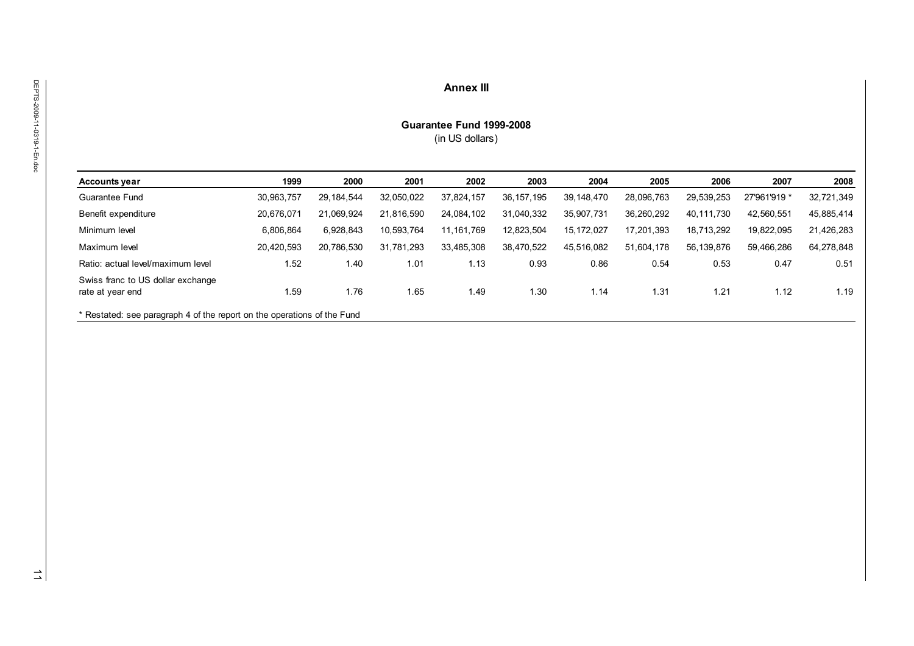## Annex III

### Guarantee Fund 1999-2008
(in US dollars)

| Accounts year | 1999 | 2000 | 2001 | 2002 | 2003 | 2004 | 2005 | 2006 | 2007 | 2008 |
|---|---|---|---|---|---|---|---|---|---|---|
| Guarantee Fund | 30,963,757 | 29,184,544 | 32,050,022 | 37,824,157 | 36,157,195 | 39,148,470 | 28,096,763 | 29,539,253 | 27'961'919 * | 32,721,349 |
| Benefit expenditure | 20,676,071 | 21,069,924 | 21,816,590 | 24,084,102 | 31,040,332 | 35,907,731 | 36,260,292 | 40,111,730 | 42,560,551 | 45,885,414 |
| Minimum level | 6,806,864 | 6,928,843 | 10,593,764 | 11,161,769 | 12,823,504 | 15,172,027 | 17,201,393 | 18,713,292 | 19,822,095 | 21,426,283 |
| Maximum level | 20,420,593 | 20,786,530 | 31,781,293 | 33,485,308 | 38,470,522 | 45,516,082 | 51,604,178 | 56,139,876 | 59,466,286 | 64,278,848 |
| Ratio: actual level/maximum level | 1.52 | 1.40 | 1.01 | 1.13 | 0.93 | 0.86 | 0.54 | 0.53 | 0.47 | 0.51 |
| Swiss franc to US dollar exchange rate at year end | 1.59 | 1.76 | 1.65 | 1.49 | 1.30 | 1.14 | 1.31 | 1.21 | 1.12 | 1.19 |

* Restated: see paragraph 4 of the report on the operations of the Fund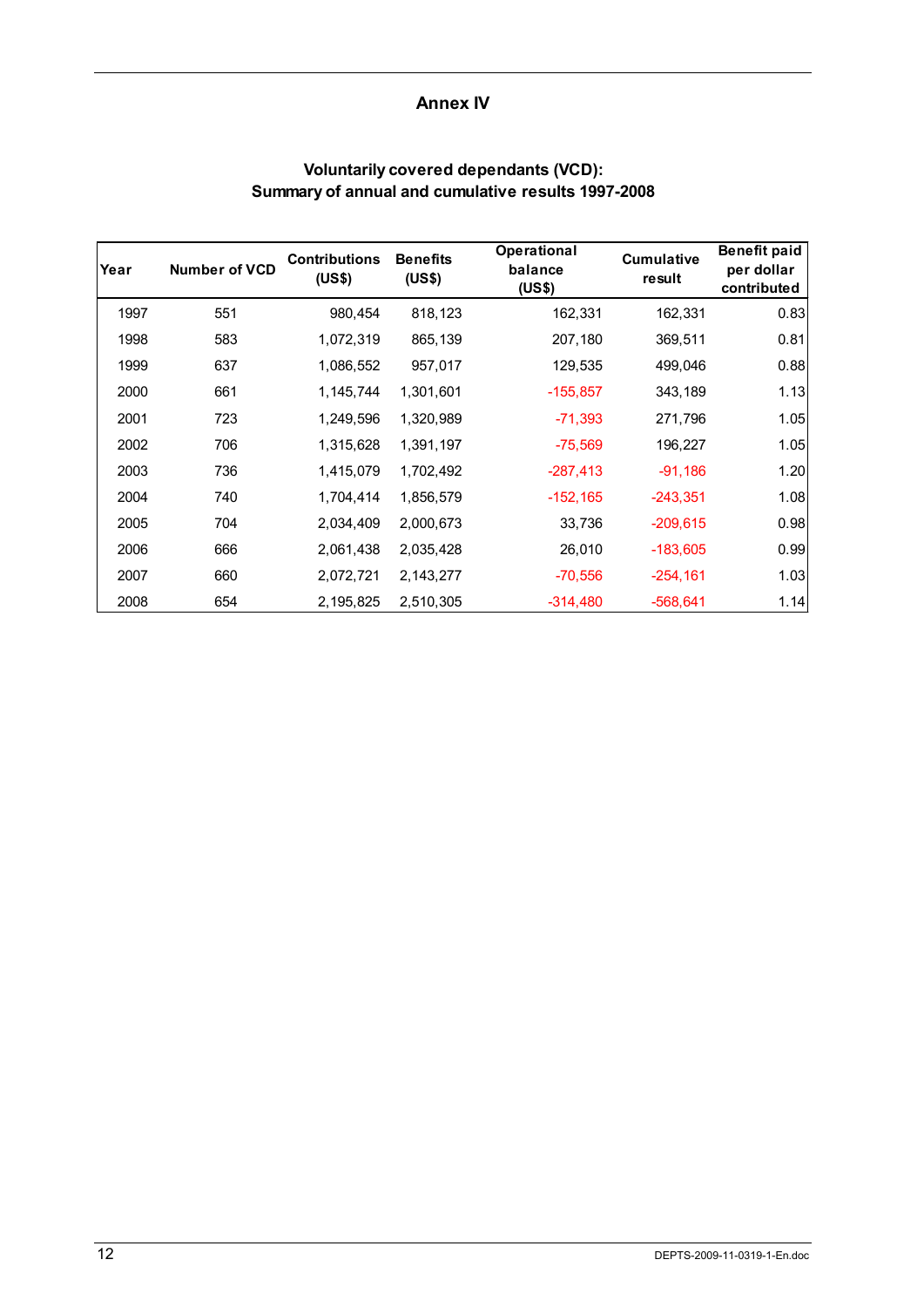## Annex IV

### Voluntarily covered dependants (VCD): Summary of annual and cumulative results 1997-2008

| Year | Number of VCD | Contributions (US$) | Benefits (US$) | Operational balance (US$) | Cumulative result | Benefit paid per dollar contributed |
|---|---|---|---|---|---|---|
| 1997 | 551 | 980,454 | 818,123 | 162,331 | 162,331 | 0.83 |
| 1998 | 583 | 1,072,319 | 865,139 | 207,180 | 369,511 | 0.81 |
| 1999 | 637 | 1,086,552 | 957,017 | 129,535 | 499,046 | 0.88 |
| 2000 | 661 | 1,145,744 | 1,301,601 | -155,857 | 343,189 | 1.13 |
| 2001 | 723 | 1,249,596 | 1,320,989 | -71,393 | 271,796 | 1.05 |
| 2002 | 706 | 1,315,628 | 1,391,197 | -75,569 | 196,227 | 1.05 |
| 2003 | 736 | 1,415,079 | 1,702,492 | -287,413 | -91,186 | 1.20 |
| 2004 | 740 | 1,704,414 | 1,856,579 | -152,165 | -243,351 | 1.08 |
| 2005 | 704 | 2,034,409 | 2,000,673 | 33,736 | -209,615 | 0.98 |
| 2006 | 666 | 2,061,438 | 2,035,428 | 26,010 | -183,605 | 0.99 |
| 2007 | 660 | 2,072,721 | 2,143,277 | -70,556 | -254,161 | 1.03 |
| 2008 | 654 | 2,195,825 | 2,510,305 | -314,480 | -568,641 | 1.14 |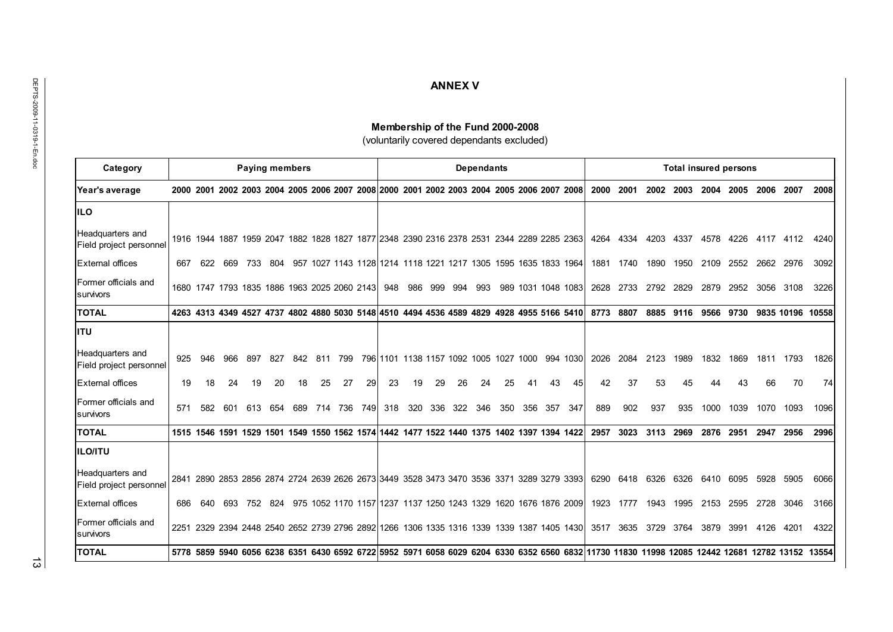## ANNEX V

### Membership of the Fund 2000-2008

(voluntarily covered dependants excluded)

| Category | Paying members | | | | | | | | | Dependants | | | | | | | | | Total insured persons | | | | | | | | |
|---|---|---|---|---|---|---|---|---|---|---|---|---|---|---|---|---|---|---|---|---|---|---|---|---|---|---|---|
| Year's average | 2000 | 2001 | 2002 | 2003 | 2004 | 2005 | 2006 | 2007 | 2008 | 2000 | 2001 | 2002 | 2003 | 2004 | 2005 | 2006 | 2007 | 2008 | 2000 | 2001 | 2002 | 2003 | 2004 | 2005 | 2006 | 2007 | 2008 |
| **ILO** | | | | | | | | | | | | | | | | | | | | | | | | | | | |
| Headquarters and Field project personnel | 1916 | 1944 | 1887 | 1959 | 2047 | 1882 | 1828 | 1827 | 1877 | 2348 | 2390 | 2316 | 2378 | 2531 | 2344 | 2289 | 2285 | 2363 | 4264 | 4334 | 4203 | 4337 | 4578 | 4226 | 4117 | 4112 | 4240 |
| External offices | 667 | 622 | 669 | 733 | 804 | 957 | 1027 | 1143 | 1128 | 1214 | 1118 | 1221 | 1217 | 1305 | 1595 | 1635 | 1833 | 1964 | 1881 | 1740 | 1890 | 1950 | 2109 | 2552 | 2662 | 2976 | 3092 |
| Former officials and survivors | 1680 | 1747 | 1793 | 1835 | 1886 | 1963 | 2025 | 2060 | 2143 | 948 | 986 | 999 | 994 | 993 | 989 | 1031 | 1048 | 1083 | 2628 | 2733 | 2792 | 2829 | 2879 | 2952 | 3056 | 3108 | 3226 |
| **TOTAL** | **4263** | **4313** | **4349** | **4527** | **4737** | **4802** | **4880** | **5030** | **5148** | **4510** | **4494** | **4536** | **4589** | **4829** | **4928** | **4955** | **5166** | **5410** | **8773** | **8807** | **8885** | **9116** | **9566** | **9730** | **9835** | **10196** | **10558** |
| **ITU** | | | | | | | | | | | | | | | | | | | | | | | | | | | |
| Headquarters and Field project personnel | 925 | 946 | 966 | 897 | 827 | 842 | 811 | 799 | 796 | 1101 | 1138 | 1157 | 1092 | 1005 | 1027 | 1000 | 994 | 1030 | 2026 | 2084 | 2123 | 1989 | 1832 | 1869 | 1811 | 1793 | 1826 |
| External offices | 19 | 18 | 24 | 19 | 20 | 18 | 25 | 27 | 29 | 23 | 19 | 29 | 26 | 24 | 25 | 41 | 43 | 45 | 42 | 37 | 53 | 45 | 44 | 43 | 66 | 70 | 74 |
| Former officials and survivors | 571 | 582 | 601 | 613 | 654 | 689 | 714 | 736 | 749 | 318 | 320 | 336 | 322 | 346 | 350 | 356 | 357 | 347 | 889 | 902 | 937 | 935 | 1000 | 1039 | 1070 | 1093 | 1096 |
| **TOTAL** | **1515** | **1546** | **1591** | **1529** | **1501** | **1549** | **1550** | **1562** | **1574** | **1442** | **1477** | **1522** | **1440** | **1375** | **1402** | **1397** | **1394** | **1422** | **2957** | **3023** | **3113** | **2969** | **2876** | **2951** | **2947** | **2956** | **2996** |
| **ILO/ITU** | | | | | | | | | | | | | | | | | | | | | | | | | | | |
| Headquarters and Field project personnel | 2841 | 2890 | 2853 | 2856 | 2874 | 2724 | 2639 | 2626 | 2673 | 3449 | 3528 | 3473 | 3470 | 3536 | 3371 | 3289 | 3279 | 3393 | 6290 | 6418 | 6326 | 6326 | 6410 | 6095 | 5928 | 5905 | 6066 |
| External offices | 686 | 640 | 693 | 752 | 824 | 975 | 1052 | 1170 | 1157 | 1237 | 1137 | 1250 | 1243 | 1329 | 1620 | 1676 | 1876 | 2009 | 1923 | 1777 | 1943 | 1995 | 2153 | 2595 | 2728 | 3046 | 3166 |
| Former officials and survivors | 2251 | 2329 | 2394 | 2448 | 2540 | 2652 | 2739 | 2796 | 2892 | 1266 | 1306 | 1335 | 1316 | 1339 | 1339 | 1387 | 1405 | 1430 | 3517 | 3635 | 3729 | 3764 | 3879 | 3991 | 4126 | 4201 | 4322 |
| **TOTAL** | **5778** | **5859** | **5940** | **6056** | **6238** | **6351** | **6430** | **6592** | **6722** | **5952** | **5971** | **6058** | **6029** | **6204** | **6330** | **6352** | **6560** | **6832** | **11730** | **11830** | **11998** | **12085** | **12442** | **12681** | **12782** | **13152** | **13554** |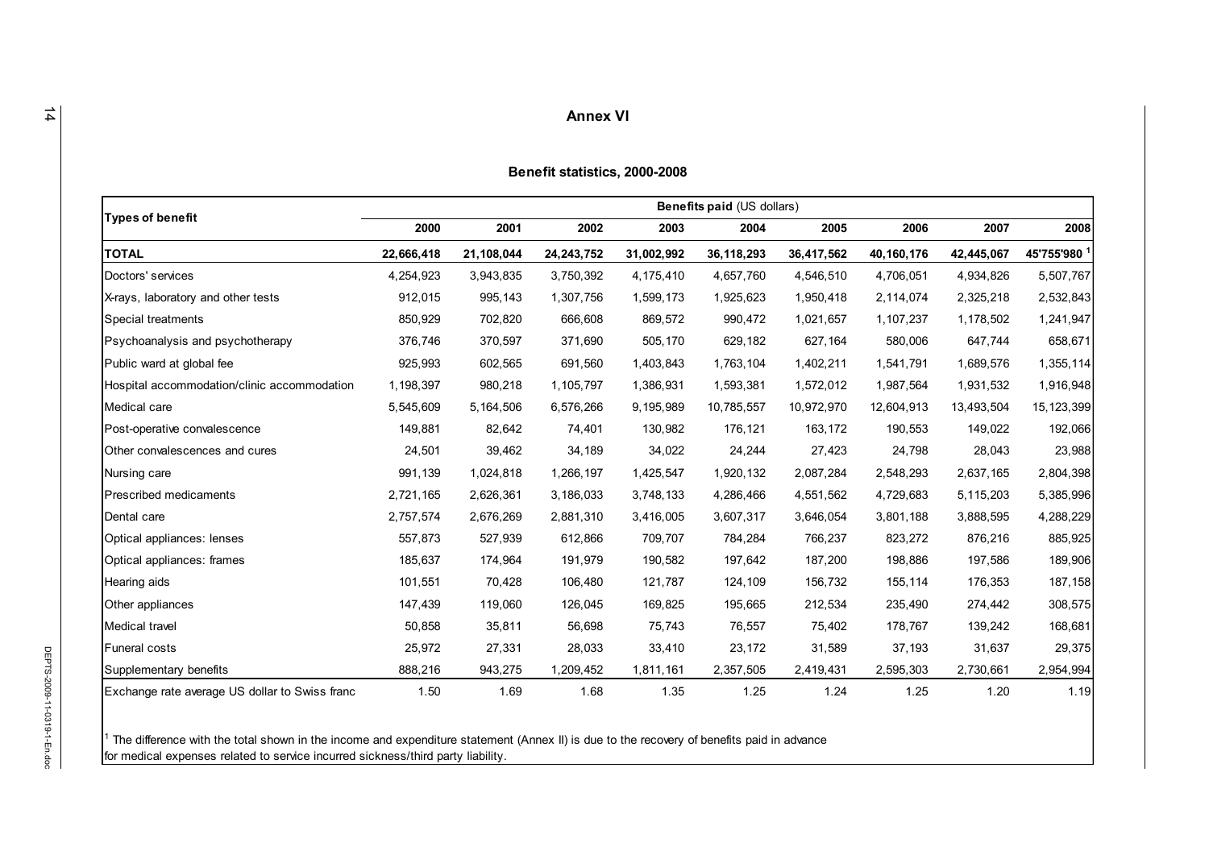# Annex VI

## Benefit statistics, 2000-2008

| Types of benefit | Benefits paid (US dollars) | | | | | | | | |
|---|---|---|---|---|---|---|---|---|---|
| | 2000 | 2001 | 2002 | 2003 | 2004 | 2005 | 2006 | 2007 | 2008 |
| **TOTAL** | **22,666,418** | **21,108,044** | **24,243,752** | **31,002,992** | **36,118,293** | **36,417,562** | **40,160,176** | **42,445,067** | **45'755'980** [1] |
| Doctors' services | 4,254,923 | 3,943,835 | 3,750,392 | 4,175,410 | 4,657,760 | 4,546,510 | 4,706,051 | 4,934,826 | 5,507,767 |
| X-rays, laboratory and other tests | 912,015 | 995,143 | 1,307,756 | 1,599,173 | 1,925,623 | 1,950,418 | 2,114,074 | 2,325,218 | 2,532,843 |
| Special treatments | 850,929 | 702,820 | 666,608 | 869,572 | 990,472 | 1,021,657 | 1,107,237 | 1,178,502 | 1,241,947 |
| Psychoanalysis and psychotherapy | 376,746 | 370,597 | 371,690 | 505,170 | 629,182 | 627,164 | 580,006 | 647,744 | 658,671 |
| Public ward at global fee | 925,993 | 602,565 | 691,560 | 1,403,843 | 1,763,104 | 1,402,211 | 1,541,791 | 1,689,576 | 1,355,114 |
| Hospital accommodation/clinic accommodation | 1,198,397 | 980,218 | 1,105,797 | 1,386,931 | 1,593,381 | 1,572,012 | 1,987,564 | 1,931,532 | 1,916,948 |
| Medical care | 5,545,609 | 5,164,506 | 6,576,266 | 9,195,989 | 10,785,557 | 10,972,970 | 12,604,913 | 13,493,504 | 15,123,399 |
| Post-operative convalescence | 149,881 | 82,642 | 74,401 | 130,982 | 176,121 | 163,172 | 190,553 | 149,022 | 192,066 |
| Other convalescences and cures | 24,501 | 39,462 | 34,189 | 34,022 | 24,244 | 27,423 | 24,798 | 28,043 | 23,988 |
| Nursing care | 991,139 | 1,024,818 | 1,266,197 | 1,425,547 | 1,920,132 | 2,087,284 | 2,548,293 | 2,637,165 | 2,804,398 |
| Prescribed medicaments | 2,721,165 | 2,626,361 | 3,186,033 | 3,748,133 | 4,286,466 | 4,551,562 | 4,729,683 | 5,115,203 | 5,385,996 |
| Dental care | 2,757,574 | 2,676,269 | 2,881,310 | 3,416,005 | 3,607,317 | 3,646,054 | 3,801,188 | 3,888,595 | 4,288,229 |
| Optical appliances: lenses | 557,873 | 527,939 | 612,866 | 709,707 | 784,284 | 766,237 | 823,272 | 876,216 | 885,925 |
| Optical appliances: frames | 185,637 | 174,964 | 191,979 | 190,582 | 197,642 | 187,200 | 198,886 | 197,586 | 189,906 |
| Hearing aids | 101,551 | 70,428 | 106,480 | 121,787 | 124,109 | 156,732 | 155,114 | 176,353 | 187,158 |
| Other appliances | 147,439 | 119,060 | 126,045 | 169,825 | 195,665 | 212,534 | 235,490 | 274,442 | 308,575 |
| Medical travel | 50,858 | 35,811 | 56,698 | 75,743 | 76,557 | 75,402 | 178,767 | 139,242 | 168,681 |
| Funeral costs | 25,972 | 27,331 | 28,033 | 33,410 | 23,172 | 31,589 | 37,193 | 31,637 | 29,375 |
| Supplementary benefits | 888,216 | 943,275 | 1,209,452 | 1,811,161 | 2,357,505 | 2,419,431 | 2,595,303 | 2,730,661 | 2,954,994 |
| Exchange rate average US dollar to Swiss franc | 1.50 | 1.69 | 1.68 | 1.35 | 1.25 | 1.24 | 1.25 | 1.20 | 1.19 |

[1] The difference with the total shown in the income and expenditure statement (Annex II) is due to the recovery of benefits paid in advance for medical expenses related to service incurred sickness/third party liability.